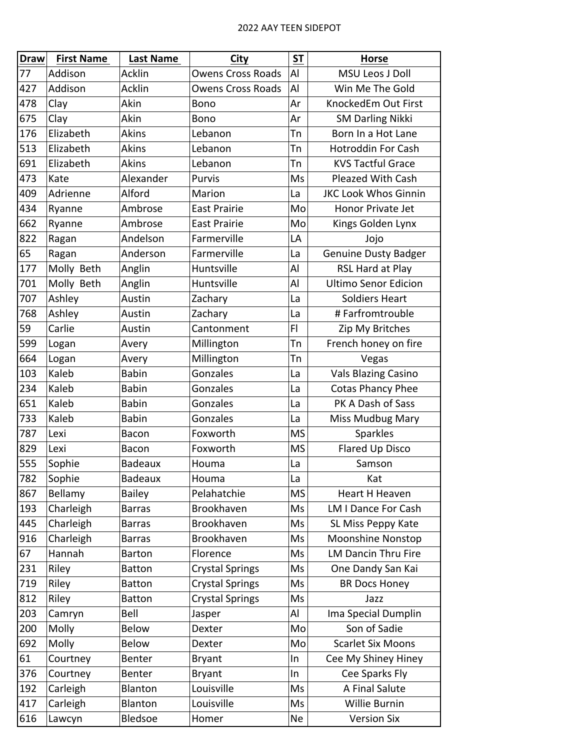# 2022 AAY TEEN SIDEPOT

| Draw | First Name | Last Name | City | ST | Horse |
|---|---|---|---|---|---|
| 77 | Addison | Acklin | Owens Cross Roads | Al | MSU Leos J Doll |
| 427 | Addison | Acklin | Owens Cross Roads | Al | Win Me The Gold |
| 478 | Clay | Akin | Bono | Ar | KnockedEm Out First |
| 675 | Clay | Akin | Bono | Ar | SM Darling Nikki |
| 176 | Elizabeth | Akins | Lebanon | Tn | Born In a Hot Lane |
| 513 | Elizabeth | Akins | Lebanon | Tn | Hotroddin For Cash |
| 691 | Elizabeth | Akins | Lebanon | Tn | KVS Tactful Grace |
| 473 | Kate | Alexander | Purvis | Ms | Pleazed With Cash |
| 409 | Adrienne | Alford | Marion | La | JKC Look Whos Ginnin |
| 434 | Ryanne | Ambrose | East Prairie | Mo | Honor Private Jet |
| 662 | Ryanne | Ambrose | East Prairie | Mo | Kings Golden Lynx |
| 822 | Ragan | Andelson | Farmerville | LA | Jojo |
| 65 | Ragan | Anderson | Farmerville | La | Genuine Dusty Badger |
| 177 | Molly Beth | Anglin | Huntsville | Al | RSL Hard at Play |
| 701 | Molly Beth | Anglin | Huntsville | Al | Ultimo Senor Edicion |
| 707 | Ashley | Austin | Zachary | La | Soldiers Heart |
| 768 | Ashley | Austin | Zachary | La | # Farfromtrouble |
| 59 | Carlie | Austin | Cantonment | Fl | Zip My Britches |
| 599 | Logan | Avery | Millington | Tn | French honey on fire |
| 664 | Logan | Avery | Millington | Tn | Vegas |
| 103 | Kaleb | Babin | Gonzales | La | Vals Blazing Casino |
| 234 | Kaleb | Babin | Gonzales | La | Cotas Phancy Phee |
| 651 | Kaleb | Babin | Gonzales | La | PK A Dash of Sass |
| 733 | Kaleb | Babin | Gonzales | La | Miss Mudbug Mary |
| 787 | Lexi | Bacon | Foxworth | MS | Sparkles |
| 829 | Lexi | Bacon | Foxworth | MS | Flared Up Disco |
| 555 | Sophie | Badeaux | Houma | La | Samson |
| 782 | Sophie | Badeaux | Houma | La | Kat |
| 867 | Bellamy | Bailey | Pelahatchie | MS | Heart H Heaven |
| 193 | Charleigh | Barras | Brookhaven | Ms | LM I Dance For Cash |
| 445 | Charleigh | Barras | Brookhaven | Ms | SL Miss Peppy Kate |
| 916 | Charleigh | Barras | Brookhaven | Ms | Moonshine Nonstop |
| 67 | Hannah | Barton | Florence | Ms | LM Dancin Thru Fire |
| 231 | Riley | Batton | Crystal Springs | Ms | One Dandy San Kai |
| 719 | Riley | Batton | Crystal Springs | Ms | BR Docs Honey |
| 812 | Riley | Batton | Crystal Springs | Ms | Jazz |
| 203 | Camryn | Bell | Jasper | Al | Ima Special Dumplin |
| 200 | Molly | Below | Dexter | Mo | Son of Sadie |
| 692 | Molly | Below | Dexter | Mo | Scarlet Six Moons |
| 61 | Courtney | Benter | Bryant | In | Cee My Shiney Hiney |
| 376 | Courtney | Benter | Bryant | In | Cee Sparks Fly |
| 192 | Carleigh | Blanton | Louisville | Ms | A Final Salute |
| 417 | Carleigh | Blanton | Louisville | Ms | Willie Burnin |
| 616 | Lawcyn | Bledsoe | Homer | Ne | Version Six |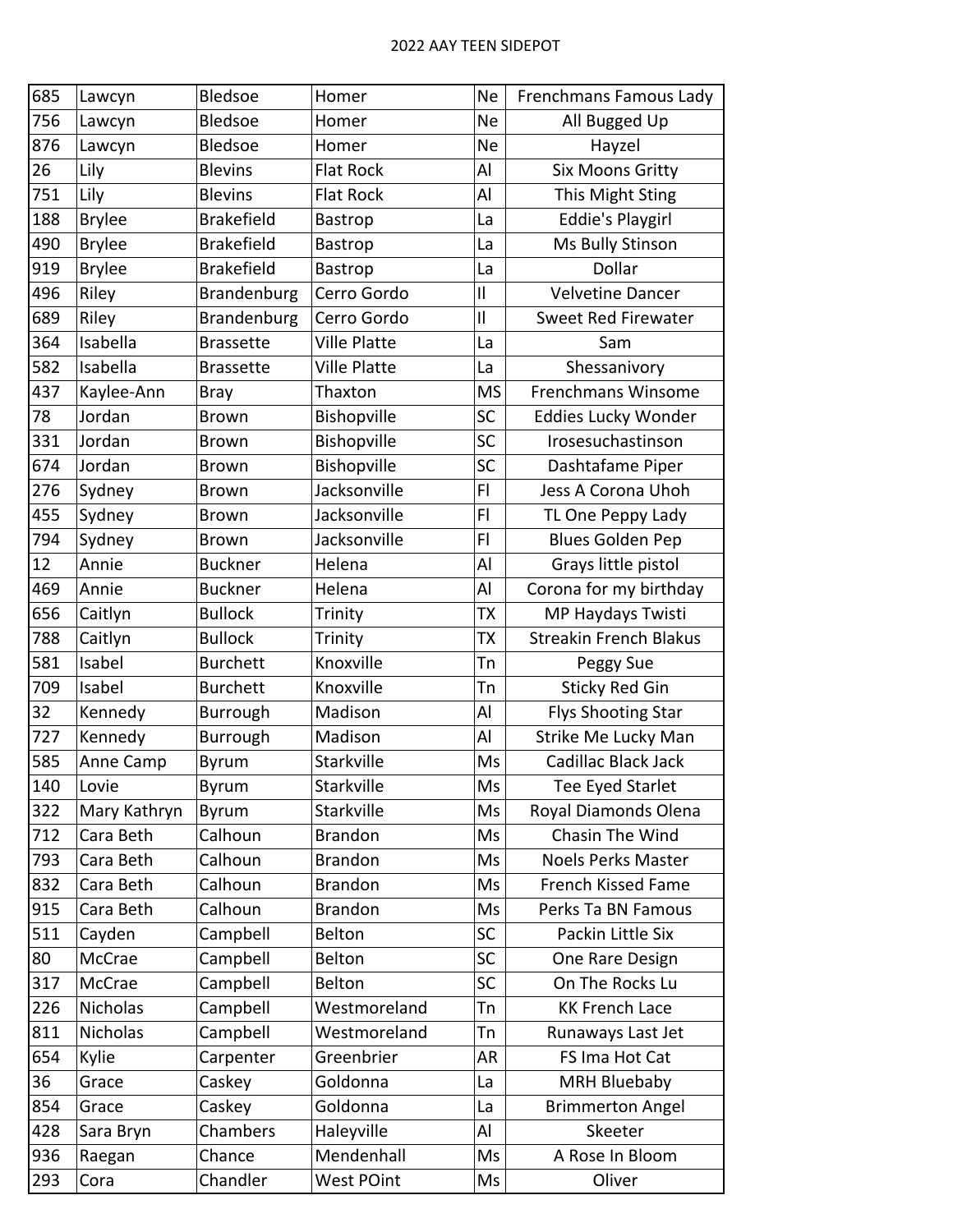| | | | | | |
|---|---|---|---|---|---|
| 685 | Lawcyn | Bledsoe | Homer | Ne | Frenchmans Famous Lady |
| 756 | Lawcyn | Bledsoe | Homer | Ne | All Bugged Up |
| 876 | Lawcyn | Bledsoe | Homer | Ne | Hayzel |
| 26 | Lily | Blevins | Flat Rock | Al | Six Moons Gritty |
| 751 | Lily | Blevins | Flat Rock | Al | This Might Sting |
| 188 | Brylee | Brakefield | Bastrop | La | Eddie's Playgirl |
| 490 | Brylee | Brakefield | Bastrop | La | Ms Bully Stinson |
| 919 | Brylee | Brakefield | Bastrop | La | Dollar |
| 496 | Riley | Brandenburg | Cerro Gordo | Il | Velvetine Dancer |
| 689 | Riley | Brandenburg | Cerro Gordo | Il | Sweet Red Firewater |
| 364 | Isabella | Brassette | Ville Platte | La | Sam |
| 582 | Isabella | Brassette | Ville Platte | La | Shessanivory |
| 437 | Kaylee-Ann | Bray | Thaxton | MS | Frenchmans Winsome |
| 78 | Jordan | Brown | Bishopville | SC | Eddies Lucky Wonder |
| 331 | Jordan | Brown | Bishopville | SC | Irosesuchastinson |
| 674 | Jordan | Brown | Bishopville | SC | Dashtafame Piper |
| 276 | Sydney | Brown | Jacksonville | Fl | Jess A Corona Uhoh |
| 455 | Sydney | Brown | Jacksonville | Fl | TL One Peppy Lady |
| 794 | Sydney | Brown | Jacksonville | Fl | Blues Golden Pep |
| 12 | Annie | Buckner | Helena | Al | Grays little pistol |
| 469 | Annie | Buckner | Helena | Al | Corona for my birthday |
| 656 | Caitlyn | Bullock | Trinity | TX | MP Haydays Twisti |
| 788 | Caitlyn | Bullock | Trinity | TX | Streakin French Blakus |
| 581 | Isabel | Burchett | Knoxville | Tn | Peggy Sue |
| 709 | Isabel | Burchett | Knoxville | Tn | Sticky Red Gin |
| 32 | Kennedy | Burrough | Madison | Al | Flys Shooting Star |
| 727 | Kennedy | Burrough | Madison | Al | Strike Me Lucky Man |
| 585 | Anne Camp | Byrum | Starkville | Ms | Cadillac Black Jack |
| 140 | Lovie | Byrum | Starkville | Ms | Tee Eyed Starlet |
| 322 | Mary Kathryn | Byrum | Starkville | Ms | Royal Diamonds Olena |
| 712 | Cara Beth | Calhoun | Brandon | Ms | Chasin The Wind |
| 793 | Cara Beth | Calhoun | Brandon | Ms | Noels Perks Master |
| 832 | Cara Beth | Calhoun | Brandon | Ms | French Kissed Fame |
| 915 | Cara Beth | Calhoun | Brandon | Ms | Perks Ta BN Famous |
| 511 | Cayden | Campbell | Belton | SC | Packin Little Six |
| 80 | McCrae | Campbell | Belton | SC | One Rare Design |
| 317 | McCrae | Campbell | Belton | SC | On The Rocks Lu |
| 226 | Nicholas | Campbell | Westmoreland | Tn | KK French Lace |
| 811 | Nicholas | Campbell | Westmoreland | Tn | Runaways Last Jet |
| 654 | Kylie | Carpenter | Greenbrier | AR | FS Ima Hot Cat |
| 36 | Grace | Caskey | Goldonna | La | MRH Bluebaby |
| 854 | Grace | Caskey | Goldonna | La | Brimmerton Angel |
| 428 | Sara Bryn | Chambers | Haleyville | Al | Skeeter |
| 936 | Raegan | Chance | Mendenhall | Ms | A Rose In Bloom |
| 293 | Cora | Chandler | West POint | Ms | Oliver |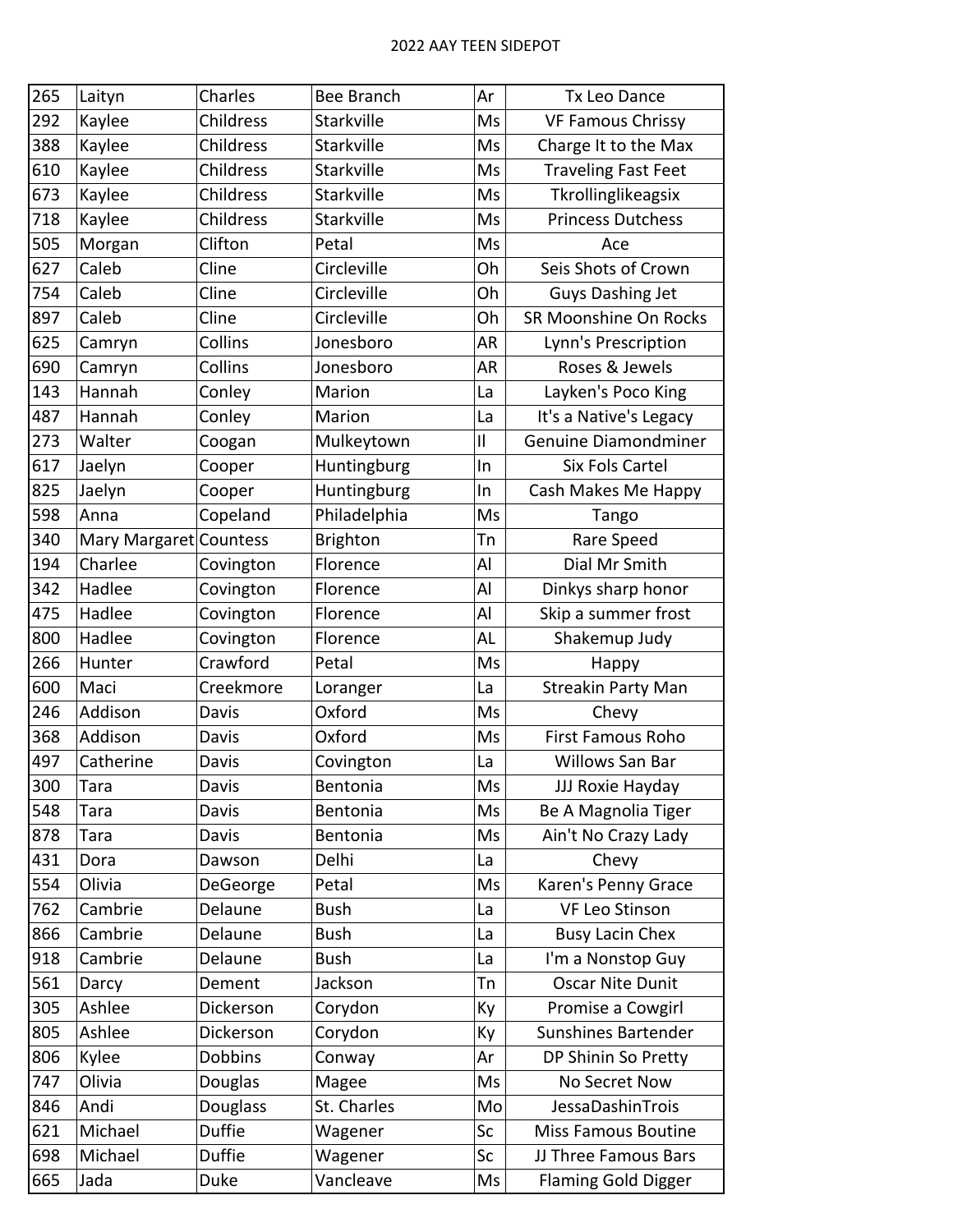| 265 | Laityn | Charles | Bee Branch | Ar | Tx Leo Dance |
|---|---|---|---|---|---|
| 292 | Kaylee | Childress | Starkville | Ms | VF Famous Chrissy |
| 388 | Kaylee | Childress | Starkville | Ms | Charge It to the Max |
| 610 | Kaylee | Childress | Starkville | Ms | Traveling Fast Feet |
| 673 | Kaylee | Childress | Starkville | Ms | Tkrollinglikeagsix |
| 718 | Kaylee | Childress | Starkville | Ms | Princess Dutchess |
| 505 | Morgan | Clifton | Petal | Ms | Ace |
| 627 | Caleb | Cline | Circleville | Oh | Seis Shots of Crown |
| 754 | Caleb | Cline | Circleville | Oh | Guys Dashing Jet |
| 897 | Caleb | Cline | Circleville | Oh | SR Moonshine On Rocks |
| 625 | Camryn | Collins | Jonesboro | AR | Lynn's Prescription |
| 690 | Camryn | Collins | Jonesboro | AR | Roses & Jewels |
| 143 | Hannah | Conley | Marion | La | Layken's Poco King |
| 487 | Hannah | Conley | Marion | La | It's a Native's Legacy |
| 273 | Walter | Coogan | Mulkeytown | Il | Genuine Diamondminer |
| 617 | Jaelyn | Cooper | Huntingburg | In | Six Fols Cartel |
| 825 | Jaelyn | Cooper | Huntingburg | In | Cash Makes Me Happy |
| 598 | Anna | Copeland | Philadelphia | Ms | Tango |
| 340 | Mary Margaret | Countess | Brighton | Tn | Rare Speed |
| 194 | Charlee | Covington | Florence | Al | Dial Mr Smith |
| 342 | Hadlee | Covington | Florence | Al | Dinkys sharp honor |
| 475 | Hadlee | Covington | Florence | Al | Skip a summer frost |
| 800 | Hadlee | Covington | Florence | AL | Shakemup Judy |
| 266 | Hunter | Crawford | Petal | Ms | Happy |
| 600 | Maci | Creekmore | Loranger | La | Streakin Party Man |
| 246 | Addison | Davis | Oxford | Ms | Chevy |
| 368 | Addison | Davis | Oxford | Ms | First Famous Roho |
| 497 | Catherine | Davis | Covington | La | Willows San Bar |
| 300 | Tara | Davis | Bentonia | Ms | JJJ Roxie Hayday |
| 548 | Tara | Davis | Bentonia | Ms | Be A Magnolia Tiger |
| 878 | Tara | Davis | Bentonia | Ms | Ain't No Crazy Lady |
| 431 | Dora | Dawson | Delhi | La | Chevy |
| 554 | Olivia | DeGeorge | Petal | Ms | Karen's Penny Grace |
| 762 | Cambrie | Delaune | Bush | La | VF Leo Stinson |
| 866 | Cambrie | Delaune | Bush | La | Busy Lacin Chex |
| 918 | Cambrie | Delaune | Bush | La | I'm a Nonstop Guy |
| 561 | Darcy | Dement | Jackson | Tn | Oscar Nite Dunit |
| 305 | Ashlee | Dickerson | Corydon | Ky | Promise a Cowgirl |
| 805 | Ashlee | Dickerson | Corydon | Ky | Sunshines Bartender |
| 806 | Kylee | Dobbins | Conway | Ar | DP Shinin So Pretty |
| 747 | Olivia | Douglas | Magee | Ms | No Secret Now |
| 846 | Andi | Douglass | St. Charles | Mo | JessaDashinTrois |
| 621 | Michael | Duffie | Wagener | Sc | Miss Famous Boutine |
| 698 | Michael | Duffie | Wagener | Sc | JJ Three Famous Bars |
| 665 | Jada | Duke | Vancleave | Ms | Flaming Gold Digger |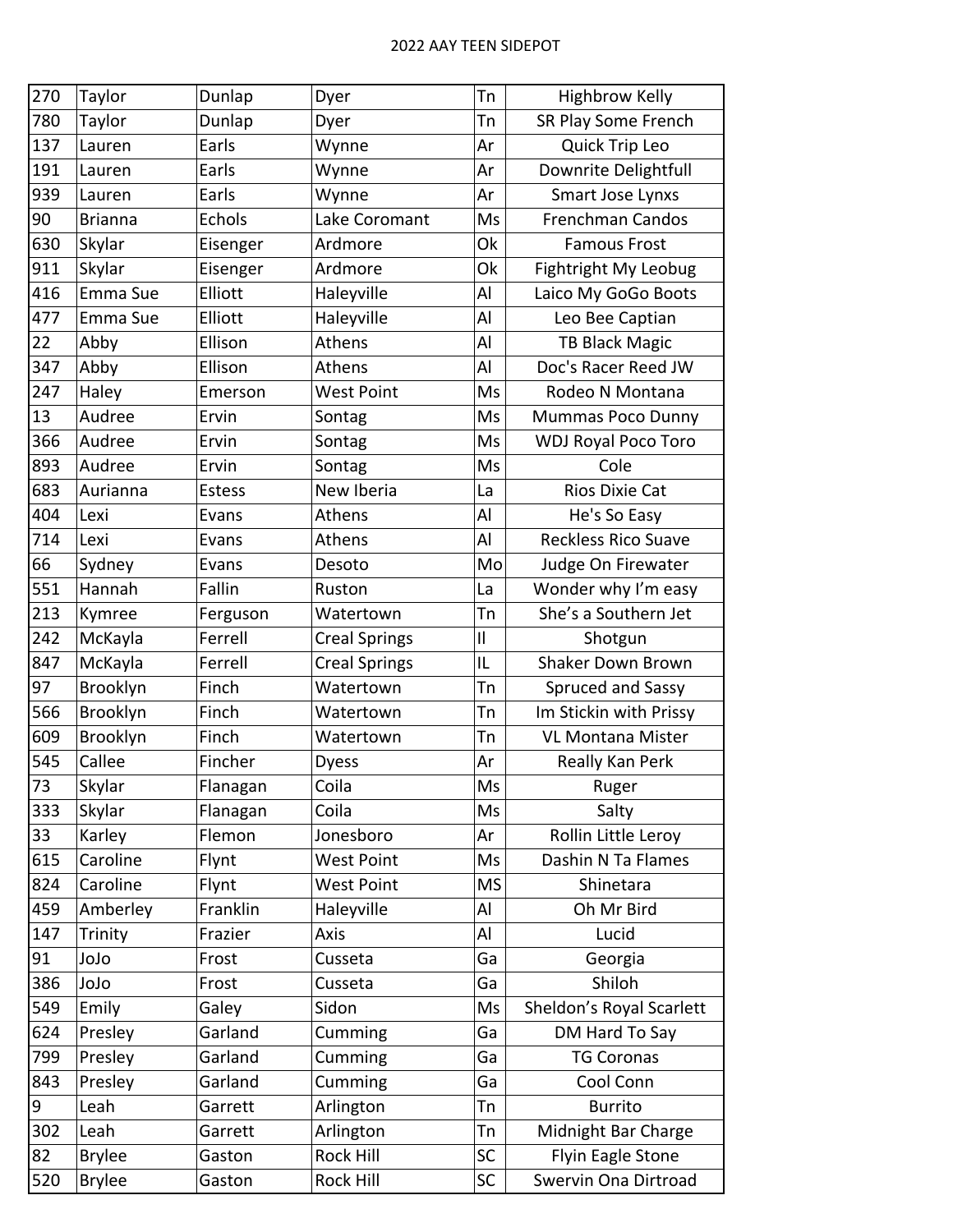2022 AAY TEEN SIDEPOT

| | | | | | |
|---|---|---|---|---|---|
| 270 | Taylor | Dunlap | Dyer | Tn | Highbrow Kelly |
| 780 | Taylor | Dunlap | Dyer | Tn | SR Play Some French |
| 137 | Lauren | Earls | Wynne | Ar | Quick Trip Leo |
| 191 | Lauren | Earls | Wynne | Ar | Downrite Delightfull |
| 939 | Lauren | Earls | Wynne | Ar | Smart Jose Lynxs |
| 90 | Brianna | Echols | Lake Coromant | Ms | Frenchman Candos |
| 630 | Skylar | Eisenger | Ardmore | Ok | Famous Frost |
| 911 | Skylar | Eisenger | Ardmore | Ok | Fightright My Leobug |
| 416 | Emma Sue | Elliott | Haleyville | Al | Laico My GoGo Boots |
| 477 | Emma Sue | Elliott | Haleyville | Al | Leo Bee Captian |
| 22 | Abby | Ellison | Athens | Al | TB Black Magic |
| 347 | Abby | Ellison | Athens | Al | Doc's Racer Reed JW |
| 247 | Haley | Emerson | West Point | Ms | Rodeo N Montana |
| 13 | Audree | Ervin | Sontag | Ms | Mummas Poco Dunny |
| 366 | Audree | Ervin | Sontag | Ms | WDJ Royal Poco Toro |
| 893 | Audree | Ervin | Sontag | Ms | Cole |
| 683 | Aurianna | Estess | New Iberia | La | Rios Dixie Cat |
| 404 | Lexi | Evans | Athens | Al | He's So Easy |
| 714 | Lexi | Evans | Athens | Al | Reckless Rico Suave |
| 66 | Sydney | Evans | Desoto | Mo | Judge On Firewater |
| 551 | Hannah | Fallin | Ruston | La | Wonder why I'm easy |
| 213 | Kymree | Ferguson | Watertown | Tn | She's a Southern Jet |
| 242 | McKayla | Ferrell | Creal Springs | Il | Shotgun |
| 847 | McKayla | Ferrell | Creal Springs | IL | Shaker Down Brown |
| 97 | Brooklyn | Finch | Watertown | Tn | Spruced and Sassy |
| 566 | Brooklyn | Finch | Watertown | Tn | Im Stickin with Prissy |
| 609 | Brooklyn | Finch | Watertown | Tn | VL Montana Mister |
| 545 | Callee | Fincher | Dyess | Ar | Really Kan Perk |
| 73 | Skylar | Flanagan | Coila | Ms | Ruger |
| 333 | Skylar | Flanagan | Coila | Ms | Salty |
| 33 | Karley | Flemon | Jonesboro | Ar | Rollin Little Leroy |
| 615 | Caroline | Flynt | West Point | Ms | Dashin N Ta Flames |
| 824 | Caroline | Flynt | West Point | MS | Shinetara |
| 459 | Amberley | Franklin | Haleyville | Al | Oh Mr Bird |
| 147 | Trinity | Frazier | Axis | Al | Lucid |
| 91 | JoJo | Frost | Cusseta | Ga | Georgia |
| 386 | JoJo | Frost | Cusseta | Ga | Shiloh |
| 549 | Emily | Galey | Sidon | Ms | Sheldon's Royal Scarlett |
| 624 | Presley | Garland | Cumming | Ga | DM Hard To Say |
| 799 | Presley | Garland | Cumming | Ga | TG Coronas |
| 843 | Presley | Garland | Cumming | Ga | Cool Conn |
| 9 | Leah | Garrett | Arlington | Tn | Burrito |
| 302 | Leah | Garrett | Arlington | Tn | Midnight Bar Charge |
| 82 | Brylee | Gaston | Rock Hill | SC | Flyin Eagle Stone |
| 520 | Brylee | Gaston | Rock Hill | SC | Swervin Ona Dirtroad |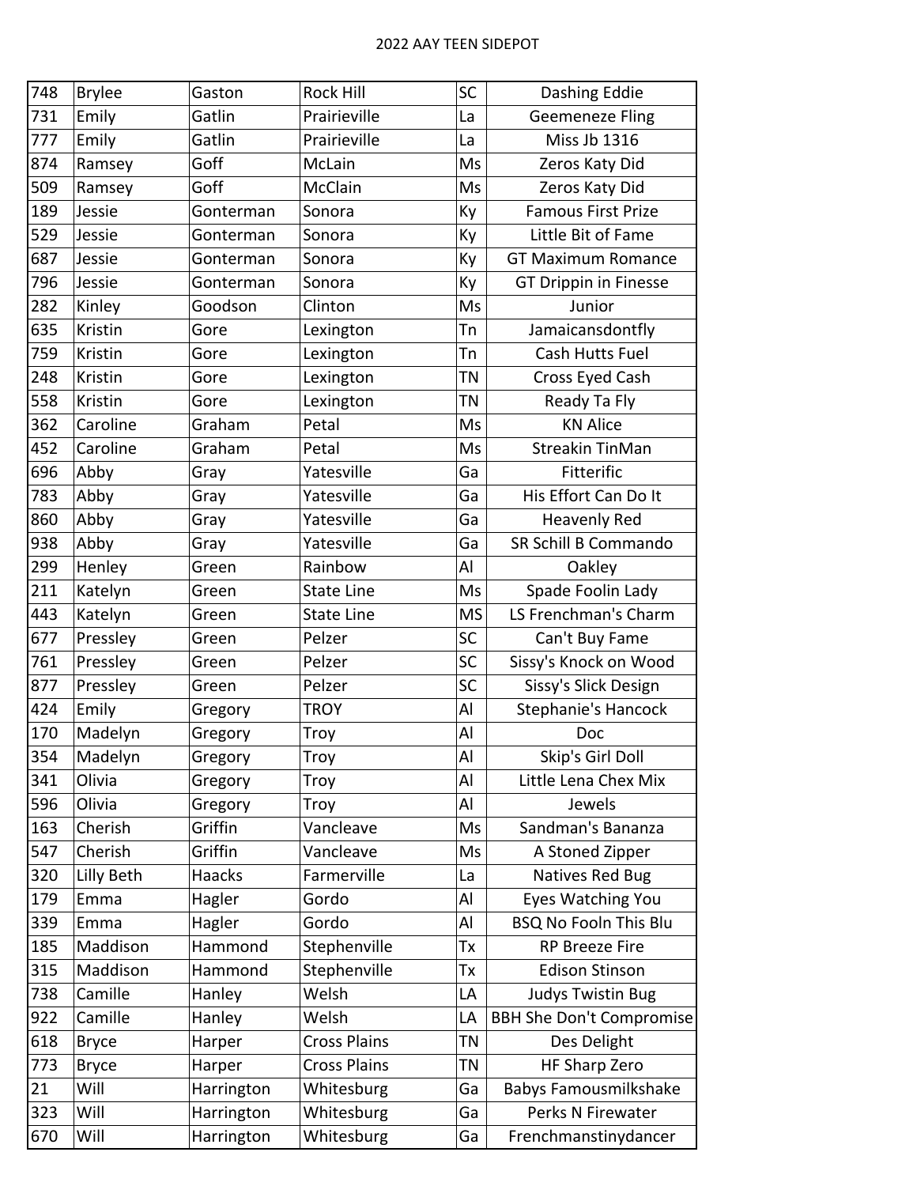2022 AAY TEEN SIDEPOT

| | | | | | |
|---|---|---|---|---|---|
| 748 | Brylee | Gaston | Rock Hill | SC | Dashing Eddie |
| 731 | Emily | Gatlin | Prairieville | La | Geemeneze Fling |
| 777 | Emily | Gatlin | Prairieville | La | Miss Jb 1316 |
| 874 | Ramsey | Goff | McLain | Ms | Zeros Katy Did |
| 509 | Ramsey | Goff | McClain | Ms | Zeros Katy Did |
| 189 | Jessie | Gonterman | Sonora | Ky | Famous First Prize |
| 529 | Jessie | Gonterman | Sonora | Ky | Little Bit of Fame |
| 687 | Jessie | Gonterman | Sonora | Ky | GT Maximum Romance |
| 796 | Jessie | Gonterman | Sonora | Ky | GT Drippin in Finesse |
| 282 | Kinley | Goodson | Clinton | Ms | Junior |
| 635 | Kristin | Gore | Lexington | Tn | Jamaicansdontfly |
| 759 | Kristin | Gore | Lexington | Tn | Cash Hutts Fuel |
| 248 | Kristin | Gore | Lexington | TN | Cross Eyed Cash |
| 558 | Kristin | Gore | Lexington | TN | Ready Ta Fly |
| 362 | Caroline | Graham | Petal | Ms | KN Alice |
| 452 | Caroline | Graham | Petal | Ms | Streakin TinMan |
| 696 | Abby | Gray | Yatesville | Ga | Fitterific |
| 783 | Abby | Gray | Yatesville | Ga | His Effort Can Do It |
| 860 | Abby | Gray | Yatesville | Ga | Heavenly Red |
| 938 | Abby | Gray | Yatesville | Ga | SR Schill B Commando |
| 299 | Henley | Green | Rainbow | Al | Oakley |
| 211 | Katelyn | Green | State Line | Ms | Spade Foolin Lady |
| 443 | Katelyn | Green | State Line | MS | LS Frenchman's Charm |
| 677 | Pressley | Green | Pelzer | SC | Can't Buy Fame |
| 761 | Pressley | Green | Pelzer | SC | Sissy's Knock on Wood |
| 877 | Pressley | Green | Pelzer | SC | Sissy's Slick Design |
| 424 | Emily | Gregory | TROY | Al | Stephanie's Hancock |
| 170 | Madelyn | Gregory | Troy | Al | Doc |
| 354 | Madelyn | Gregory | Troy | Al | Skip's Girl Doll |
| 341 | Olivia | Gregory | Troy | Al | Little Lena Chex Mix |
| 596 | Olivia | Gregory | Troy | Al | Jewels |
| 163 | Cherish | Griffin | Vancleave | Ms | Sandman's Bananza |
| 547 | Cherish | Griffin | Vancleave | Ms | A Stoned Zipper |
| 320 | Lilly Beth | Haacks | Farmerville | La | Natives Red Bug |
| 179 | Emma | Hagler | Gordo | Al | Eyes Watching You |
| 339 | Emma | Hagler | Gordo | Al | BSQ No Fooln This Blu |
| 185 | Maddison | Hammond | Stephenville | Tx | RP Breeze Fire |
| 315 | Maddison | Hammond | Stephenville | Tx | Edison Stinson |
| 738 | Camille | Hanley | Welsh | LA | Judys Twistin Bug |
| 922 | Camille | Hanley | Welsh | LA | BBH She Don't Compromise |
| 618 | Bryce | Harper | Cross Plains | TN | Des Delight |
| 773 | Bryce | Harper | Cross Plains | TN | HF Sharp Zero |
| 21 | Will | Harrington | Whitesburg | Ga | Babys Famousmilkshake |
| 323 | Will | Harrington | Whitesburg | Ga | Perks N Firewater |
| 670 | Will | Harrington | Whitesburg | Ga | Frenchmanstinydancer |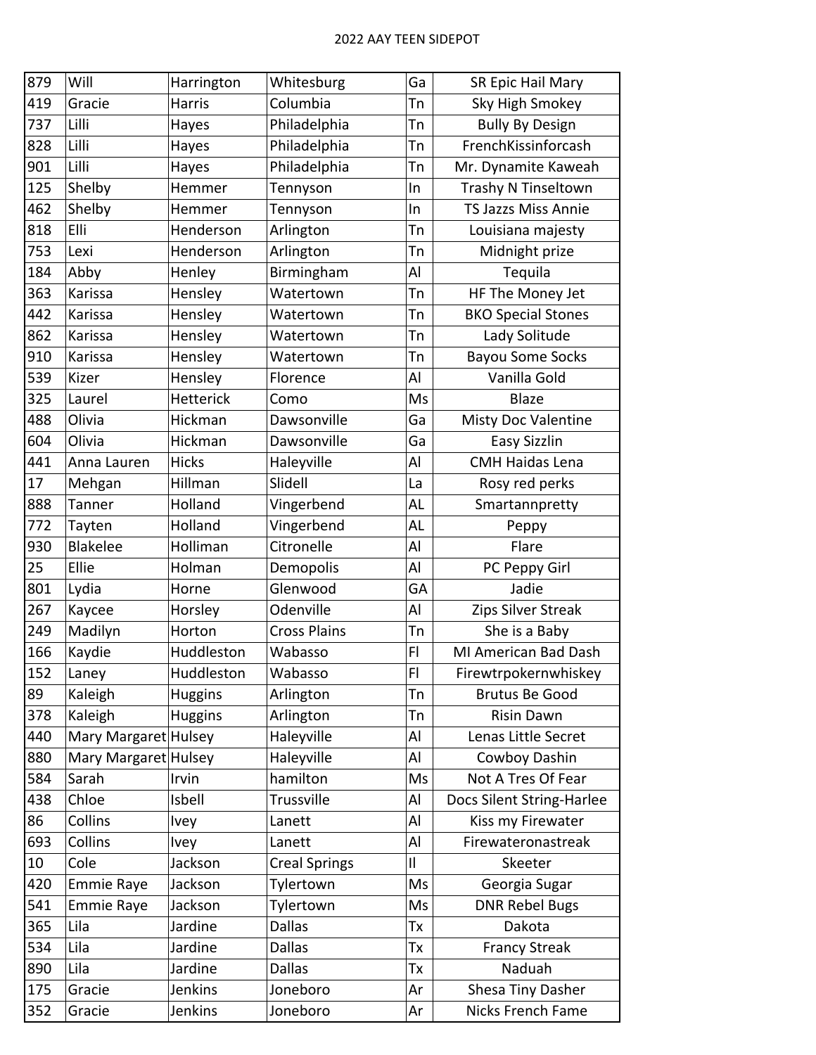# 2022 AAY TEEN SIDEPOT

| | | | | | |
|---|---|---|---|---|---|
| 879 | Will | Harrington | Whitesburg | Ga | SR Epic Hail Mary |
| 419 | Gracie | Harris | Columbia | Tn | Sky High Smokey |
| 737 | Lilli | Hayes | Philadelphia | Tn | Bully By Design |
| 828 | Lilli | Hayes | Philadelphia | Tn | FrenchKissinforcash |
| 901 | Lilli | Hayes | Philadelphia | Tn | Mr. Dynamite Kaweah |
| 125 | Shelby | Hemmer | Tennyson | In | Trashy N Tinseltown |
| 462 | Shelby | Hemmer | Tennyson | In | TS Jazzs Miss Annie |
| 818 | Elli | Henderson | Arlington | Tn | Louisiana majesty |
| 753 | Lexi | Henderson | Arlington | Tn | Midnight prize |
| 184 | Abby | Henley | Birmingham | Al | Tequila |
| 363 | Karissa | Hensley | Watertown | Tn | HF The Money Jet |
| 442 | Karissa | Hensley | Watertown | Tn | BKO Special Stones |
| 862 | Karissa | Hensley | Watertown | Tn | Lady Solitude |
| 910 | Karissa | Hensley | Watertown | Tn | Bayou Some Socks |
| 539 | Kizer | Hensley | Florence | Al | Vanilla Gold |
| 325 | Laurel | Hetterick | Como | Ms | Blaze |
| 488 | Olivia | Hickman | Dawsonville | Ga | Misty Doc Valentine |
| 604 | Olivia | Hickman | Dawsonville | Ga | Easy Sizzlin |
| 441 | Anna Lauren | Hicks | Haleyville | Al | CMH Haidas Lena |
| 17 | Mehgan | Hillman | Slidell | La | Rosy red perks |
| 888 | Tanner | Holland | Vingerbend | AL | Smartannpretty |
| 772 | Tayten | Holland | Vingerbend | AL | Peppy |
| 930 | Blakelee | Holliman | Citronelle | Al | Flare |
| 25 | Ellie | Holman | Demopolis | Al | PC Peppy Girl |
| 801 | Lydia | Horne | Glenwood | GA | Jadie |
| 267 | Kaycee | Horsley | Odenville | Al | Zips Silver Streak |
| 249 | Madilyn | Horton | Cross Plains | Tn | She is a Baby |
| 166 | Kaydie | Huddleston | Wabasso | Fl | MI American Bad Dash |
| 152 | Laney | Huddleston | Wabasso | Fl | Firewtrpokernwhiskey |
| 89 | Kaleigh | Huggins | Arlington | Tn | Brutus Be Good |
| 378 | Kaleigh | Huggins | Arlington | Tn | Risin Dawn |
| 440 | Mary Margaret | Hulsey | Haleyville | Al | Lenas Little Secret |
| 880 | Mary Margaret | Hulsey | Haleyville | Al | Cowboy Dashin |
| 584 | Sarah | Irvin | hamilton | Ms | Not A Tres Of Fear |
| 438 | Chloe | Isbell | Trussville | Al | Docs Silent String-Harlee |
| 86 | Collins | Ivey | Lanett | Al | Kiss my Firewater |
| 693 | Collins | Ivey | Lanett | Al | Firewateronastreak |
| 10 | Cole | Jackson | Creal Springs | Il | Skeeter |
| 420 | Emmie Raye | Jackson | Tylertown | Ms | Georgia Sugar |
| 541 | Emmie Raye | Jackson | Tylertown | Ms | DNR Rebel Bugs |
| 365 | Lila | Jardine | Dallas | Tx | Dakota |
| 534 | Lila | Jardine | Dallas | Tx | Francy Streak |
| 890 | Lila | Jardine | Dallas | Tx | Naduah |
| 175 | Gracie | Jenkins | Joneboro | Ar | Shesa Tiny Dasher |
| 352 | Gracie | Jenkins | Joneboro | Ar | Nicks French Fame |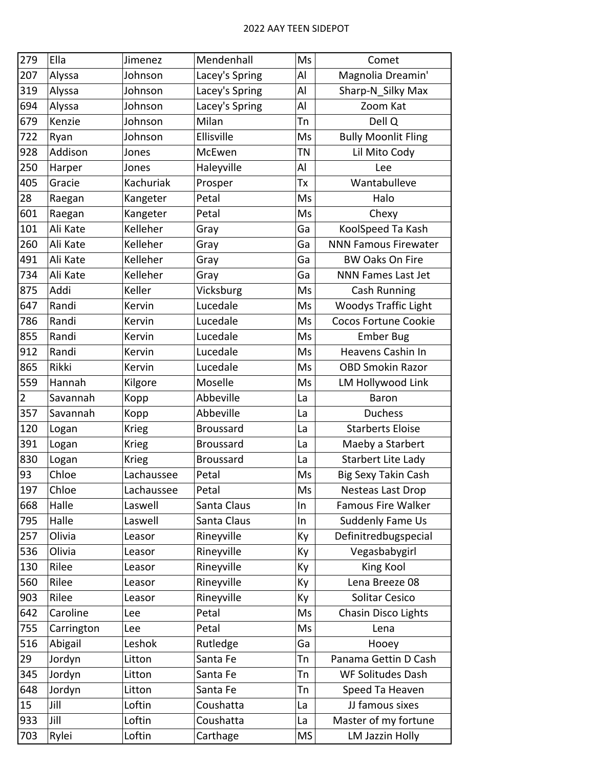| 279 | Ella | Jimenez | Mendenhall | Ms | Comet |
|---|---|---|---|---|---|
| 207 | Alyssa | Johnson | Lacey's Spring | Al | Magnolia Dreamin' |
| 319 | Alyssa | Johnson | Lacey's Spring | Al | Sharp-N_Silky Max |
| 694 | Alyssa | Johnson | Lacey's Spring | Al | Zoom Kat |
| 679 | Kenzie | Johnson | Milan | Tn | Dell Q |
| 722 | Ryan | Johnson | Ellisville | Ms | Bully Moonlit Fling |
| 928 | Addison | Jones | McEwen | TN | Lil Mito Cody |
| 250 | Harper | Jones | Haleyville | Al | Lee |
| 405 | Gracie | Kachuriak | Prosper | Tx | Wantabulleve |
| 28 | Raegan | Kangeter | Petal | Ms | Halo |
| 601 | Raegan | Kangeter | Petal | Ms | Chexy |
| 101 | Ali Kate | Kelleher | Gray | Ga | KoolSpeed Ta Kash |
| 260 | Ali Kate | Kelleher | Gray | Ga | NNN Famous Firewater |
| 491 | Ali Kate | Kelleher | Gray | Ga | BW Oaks On Fire |
| 734 | Ali Kate | Kelleher | Gray | Ga | NNN Fames Last Jet |
| 875 | Addi | Keller | Vicksburg | Ms | Cash Running |
| 647 | Randi | Kervin | Lucedale | Ms | Woodys Traffic Light |
| 786 | Randi | Kervin | Lucedale | Ms | Cocos Fortune Cookie |
| 855 | Randi | Kervin | Lucedale | Ms | Ember Bug |
| 912 | Randi | Kervin | Lucedale | Ms | Heavens Cashin In |
| 865 | Rikki | Kervin | Lucedale | Ms | OBD Smokin Razor |
| 559 | Hannah | Kilgore | Moselle | Ms | LM Hollywood Link |
| 2 | Savannah | Kopp | Abbeville | La | Baron |
| 357 | Savannah | Kopp | Abbeville | La | Duchess |
| 120 | Logan | Krieg | Broussard | La | Starberts Eloise |
| 391 | Logan | Krieg | Broussard | La | Maeby a Starbert |
| 830 | Logan | Krieg | Broussard | La | Starbert Lite Lady |
| 93 | Chloe | Lachaussee | Petal | Ms | Big Sexy Takin Cash |
| 197 | Chloe | Lachaussee | Petal | Ms | Nesteas Last Drop |
| 668 | Halle | Laswell | Santa Claus | In | Famous Fire Walker |
| 795 | Halle | Laswell | Santa Claus | In | Suddenly Fame Us |
| 257 | Olivia | Leasor | Rineyville | Ky | Definitredbugspecial |
| 536 | Olivia | Leasor | Rineyville | Ky | Vegasbabygirl |
| 130 | Rilee | Leasor | Rineyville | Ky | King Kool |
| 560 | Rilee | Leasor | Rineyville | Ky | Lena Breeze 08 |
| 903 | Rilee | Leasor | Rineyville | Ky | Solitar Cesico |
| 642 | Caroline | Lee | Petal | Ms | Chasin Disco Lights |
| 755 | Carrington | Lee | Petal | Ms | Lena |
| 516 | Abigail | Leshok | Rutledge | Ga | Hooey |
| 29 | Jordyn | Litton | Santa Fe | Tn | Panama Gettin D Cash |
| 345 | Jordyn | Litton | Santa Fe | Tn | WF Solitudes Dash |
| 648 | Jordyn | Litton | Santa Fe | Tn | Speed Ta Heaven |
| 15 | Jill | Loftin | Coushatta | La | JJ famous sixes |
| 933 | Jill | Loftin | Coushatta | La | Master of my fortune |
| 703 | Rylei | Loftin | Carthage | MS | LM Jazzin Holly |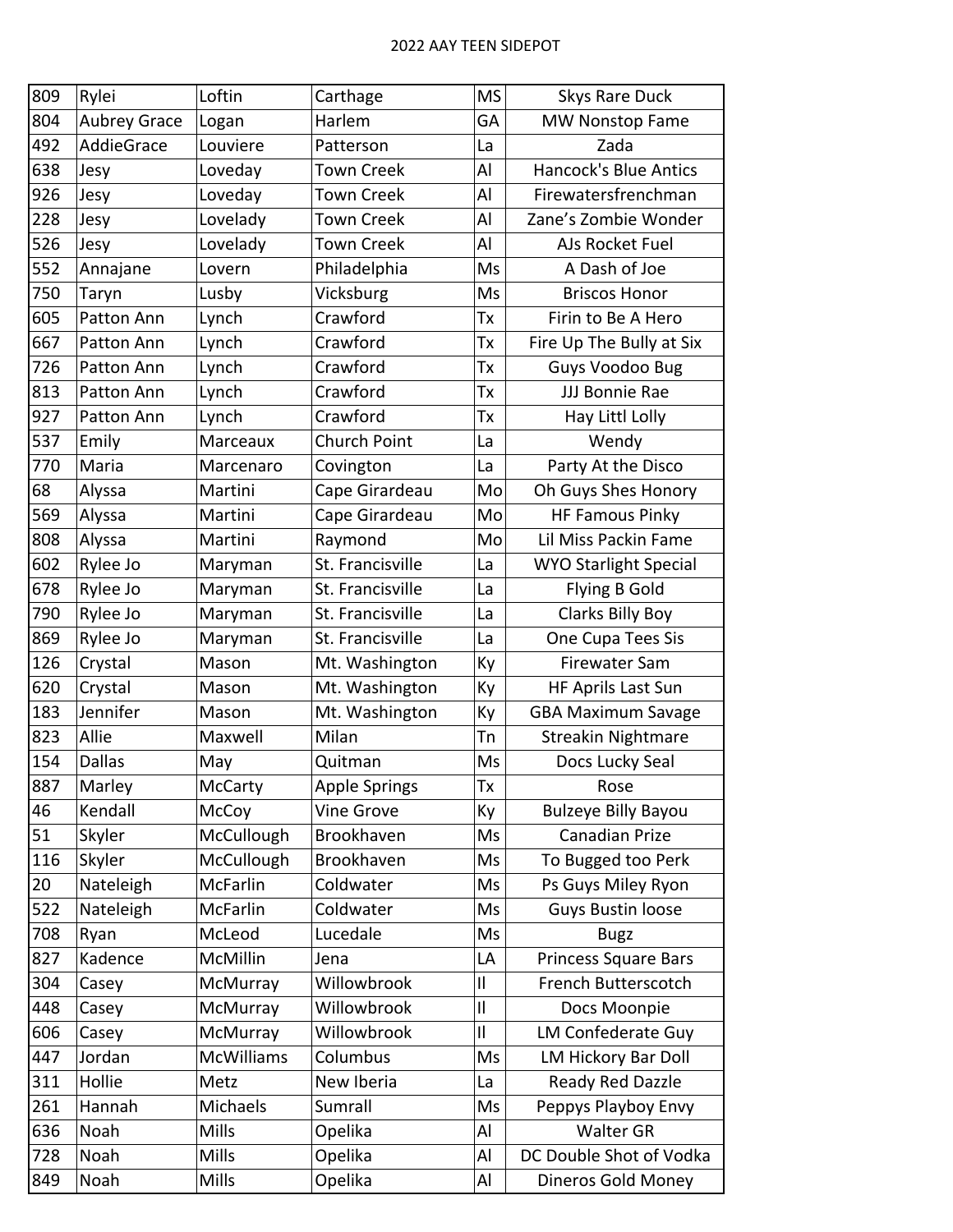2022 AAY TEEN SIDEPOT

| | | | | | |
|---|---|---|---|---|---|
| 809 | Rylei | Loftin | Carthage | MS | Skys Rare Duck |
| 804 | Aubrey Grace | Logan | Harlem | GA | MW Nonstop Fame |
| 492 | AddieGrace | Louviere | Patterson | La | Zada |
| 638 | Jesy | Loveday | Town Creek | Al | Hancock's Blue Antics |
| 926 | Jesy | Loveday | Town Creek | Al | Firewatersfrenchman |
| 228 | Jesy | Lovelady | Town Creek | Al | Zane's Zombie Wonder |
| 526 | Jesy | Lovelady | Town Creek | Al | AJs Rocket Fuel |
| 552 | Annajane | Lovern | Philadelphia | Ms | A Dash of Joe |
| 750 | Taryn | Lusby | Vicksburg | Ms | Briscos Honor |
| 605 | Patton Ann | Lynch | Crawford | Tx | Firin to Be A Hero |
| 667 | Patton Ann | Lynch | Crawford | Tx | Fire Up The Bully at Six |
| 726 | Patton Ann | Lynch | Crawford | Tx | Guys Voodoo Bug |
| 813 | Patton Ann | Lynch | Crawford | Tx | JJJ Bonnie Rae |
| 927 | Patton Ann | Lynch | Crawford | Tx | Hay Littl Lolly |
| 537 | Emily | Marceaux | Church Point | La | Wendy |
| 770 | Maria | Marcenaro | Covington | La | Party At the Disco |
| 68 | Alyssa | Martini | Cape Girardeau | Mo | Oh Guys Shes Honory |
| 569 | Alyssa | Martini | Cape Girardeau | Mo | HF Famous Pinky |
| 808 | Alyssa | Martini | Raymond | Mo | Lil Miss Packin Fame |
| 602 | Rylee Jo | Maryman | St. Francisville | La | WYO Starlight Special |
| 678 | Rylee Jo | Maryman | St. Francisville | La | Flying B Gold |
| 790 | Rylee Jo | Maryman | St. Francisville | La | Clarks Billy Boy |
| 869 | Rylee Jo | Maryman | St. Francisville | La | One Cupa Tees Sis |
| 126 | Crystal | Mason | Mt. Washington | Ky | Firewater Sam |
| 620 | Crystal | Mason | Mt. Washington | Ky | HF Aprils Last Sun |
| 183 | Jennifer | Mason | Mt. Washington | Ky | GBA Maximum Savage |
| 823 | Allie | Maxwell | Milan | Tn | Streakin Nightmare |
| 154 | Dallas | May | Quitman | Ms | Docs Lucky Seal |
| 887 | Marley | McCarty | Apple Springs | Tx | Rose |
| 46 | Kendall | McCoy | Vine Grove | Ky | Bulzeye Billy Bayou |
| 51 | Skyler | McCullough | Brookhaven | Ms | Canadian Prize |
| 116 | Skyler | McCullough | Brookhaven | Ms | To Bugged too Perk |
| 20 | Nateleigh | McFarlin | Coldwater | Ms | Ps Guys Miley Ryon |
| 522 | Nateleigh | McFarlin | Coldwater | Ms | Guys Bustin loose |
| 708 | Ryan | McLeod | Lucedale | Ms | Bugz |
| 827 | Kadence | McMillin | Jena | LA | Princess Square Bars |
| 304 | Casey | McMurray | Willowbrook | Il | French Butterscotch |
| 448 | Casey | McMurray | Willowbrook | Il | Docs Moonpie |
| 606 | Casey | McMurray | Willowbrook | Il | LM Confederate Guy |
| 447 | Jordan | McWilliams | Columbus | Ms | LM Hickory Bar Doll |
| 311 | Hollie | Metz | New Iberia | La | Ready Red Dazzle |
| 261 | Hannah | Michaels | Sumrall | Ms | Peppys Playboy Envy |
| 636 | Noah | Mills | Opelika | Al | Walter GR |
| 728 | Noah | Mills | Opelika | Al | DC Double Shot of Vodka |
| 849 | Noah | Mills | Opelika | Al | Dineros Gold Money |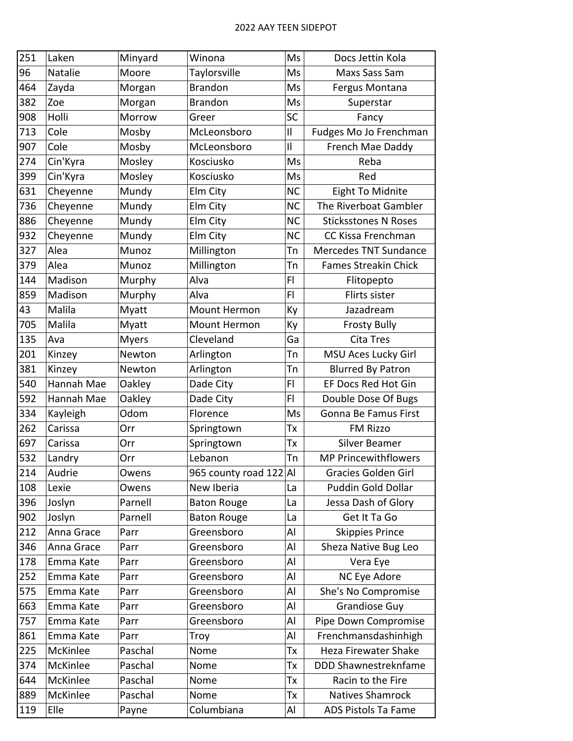| 251 | Laken | Minyard | Winona | Ms | Docs Jettin Kola |
|---|---|---|---|---|---|
| 96 | Natalie | Moore | Taylorsville | Ms | Maxs Sass Sam |
| 464 | Zayda | Morgan | Brandon | Ms | Fergus Montana |
| 382 | Zoe | Morgan | Brandon | Ms | Superstar |
| 908 | Holli | Morrow | Greer | SC | Fancy |
| 713 | Cole | Mosby | McLeonsboro | Il | Fudges Mo Jo Frenchman |
| 907 | Cole | Mosby | McLeonsboro | Il | French Mae Daddy |
| 274 | Cin'Kyra | Mosley | Kosciusko | Ms | Reba |
| 399 | Cin'Kyra | Mosley | Kosciusko | Ms | Red |
| 631 | Cheyenne | Mundy | Elm City | NC | Eight To Midnite |
| 736 | Cheyenne | Mundy | Elm City | NC | The Riverboat Gambler |
| 886 | Cheyenne | Mundy | Elm City | NC | Sticksstones N Roses |
| 932 | Cheyenne | Mundy | Elm City | NC | CC Kissa Frenchman |
| 327 | Alea | Munoz | Millington | Tn | Mercedes TNT Sundance |
| 379 | Alea | Munoz | Millington | Tn | Fames Streakin Chick |
| 144 | Madison | Murphy | Alva | Fl | Flitopepto |
| 859 | Madison | Murphy | Alva | Fl | Flirts sister |
| 43 | Malila | Myatt | Mount Hermon | Ky | Jazadream |
| 705 | Malila | Myatt | Mount Hermon | Ky | Frosty Bully |
| 135 | Ava | Myers | Cleveland | Ga | Cita Tres |
| 201 | Kinzey | Newton | Arlington | Tn | MSU Aces Lucky Girl |
| 381 | Kinzey | Newton | Arlington | Tn | Blurred By Patron |
| 540 | Hannah Mae | Oakley | Dade City | Fl | EF Docs Red Hot Gin |
| 592 | Hannah Mae | Oakley | Dade City | Fl | Double Dose Of Bugs |
| 334 | Kayleigh | Odom | Florence | Ms | Gonna Be Famus First |
| 262 | Carissa | Orr | Springtown | Tx | FM Rizzo |
| 697 | Carissa | Orr | Springtown | Tx | Silver Beamer |
| 532 | Landry | Orr | Lebanon | Tn | MP Princewithflowers |
| 214 | Audrie | Owens | 965 county road 122 | Al | Gracies Golden Girl |
| 108 | Lexie | Owens | New Iberia | La | Puddin Gold Dollar |
| 396 | Joslyn | Parnell | Baton Rouge | La | Jessa Dash of Glory |
| 902 | Joslyn | Parnell | Baton Rouge | La | Get It Ta Go |
| 212 | Anna Grace | Parr | Greensboro | Al | Skippies Prince |
| 346 | Anna Grace | Parr | Greensboro | Al | Sheza Native Bug Leo |
| 178 | Emma Kate | Parr | Greensboro | Al | Vera Eye |
| 252 | Emma Kate | Parr | Greensboro | Al | NC Eye Adore |
| 575 | Emma Kate | Parr | Greensboro | Al | She's No Compromise |
| 663 | Emma Kate | Parr | Greensboro | Al | Grandiose Guy |
| 757 | Emma Kate | Parr | Greensboro | Al | Pipe Down Compromise |
| 861 | Emma Kate | Parr | Troy | Al | Frenchmansdashinhigh |
| 225 | McKinlee | Paschal | Nome | Tx | Heza Firewater Shake |
| 374 | McKinlee | Paschal | Nome | Tx | DDD Shawnestreknfame |
| 644 | McKinlee | Paschal | Nome | Tx | Racin to the Fire |
| 889 | McKinlee | Paschal | Nome | Tx | Natives Shamrock |
| 119 | Elle | Payne | Columbiana | Al | ADS Pistols Ta Fame |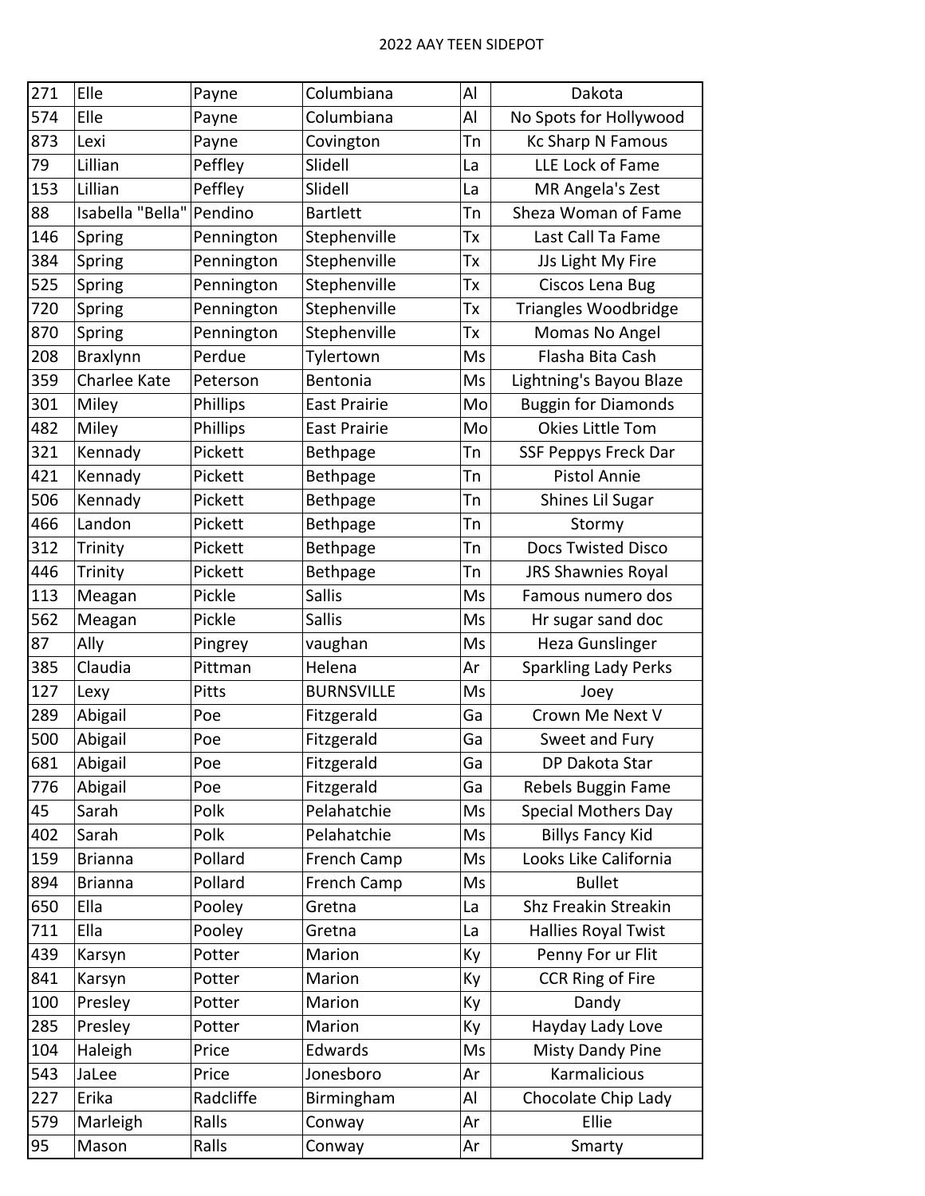# 2022 AAY TEEN SIDEPOT

| | | | | | |
|---|---|---|---|---|---|
| 271 | Elle | Payne | Columbiana | Al | Dakota |
| 574 | Elle | Payne | Columbiana | Al | No Spots for Hollywood |
| 873 | Lexi | Payne | Covington | Tn | Kc Sharp N Famous |
| 79 | Lillian | Peffley | Slidell | La | LLE Lock of Fame |
| 153 | Lillian | Peffley | Slidell | La | MR Angela's Zest |
| 88 | Isabella "Bella" | Pendino | Bartlett | Tn | Sheza Woman of Fame |
| 146 | Spring | Pennington | Stephenville | Tx | Last Call Ta Fame |
| 384 | Spring | Pennington | Stephenville | Tx | JJs Light My Fire |
| 525 | Spring | Pennington | Stephenville | Tx | Ciscos Lena Bug |
| 720 | Spring | Pennington | Stephenville | Tx | Triangles Woodbridge |
| 870 | Spring | Pennington | Stephenville | Tx | Momas No Angel |
| 208 | Braxlynn | Perdue | Tylertown | Ms | Flasha Bita Cash |
| 359 | Charlee Kate | Peterson | Bentonia | Ms | Lightning's Bayou Blaze |
| 301 | Miley | Phillips | East Prairie | Mo | Buggin for Diamonds |
| 482 | Miley | Phillips | East Prairie | Mo | Okies Little Tom |
| 321 | Kennady | Pickett | Bethpage | Tn | SSF Peppys Freck Dar |
| 421 | Kennady | Pickett | Bethpage | Tn | Pistol Annie |
| 506 | Kennady | Pickett | Bethpage | Tn | Shines Lil Sugar |
| 466 | Landon | Pickett | Bethpage | Tn | Stormy |
| 312 | Trinity | Pickett | Bethpage | Tn | Docs Twisted Disco |
| 446 | Trinity | Pickett | Bethpage | Tn | JRS Shawnies Royal |
| 113 | Meagan | Pickle | Sallis | Ms | Famous numero dos |
| 562 | Meagan | Pickle | Sallis | Ms | Hr sugar sand doc |
| 87 | Ally | Pingrey | vaughan | Ms | Heza Gunslinger |
| 385 | Claudia | Pittman | Helena | Ar | Sparkling Lady Perks |
| 127 | Lexy | Pitts | BURNSVILLE | Ms | Joey |
| 289 | Abigail | Poe | Fitzgerald | Ga | Crown Me Next V |
| 500 | Abigail | Poe | Fitzgerald | Ga | Sweet and Fury |
| 681 | Abigail | Poe | Fitzgerald | Ga | DP Dakota Star |
| 776 | Abigail | Poe | Fitzgerald | Ga | Rebels Buggin Fame |
| 45 | Sarah | Polk | Pelahatchie | Ms | Special Mothers Day |
| 402 | Sarah | Polk | Pelahatchie | Ms | Billys Fancy Kid |
| 159 | Brianna | Pollard | French Camp | Ms | Looks Like California |
| 894 | Brianna | Pollard | French Camp | Ms | Bullet |
| 650 | Ella | Pooley | Gretna | La | Shz Freakin Streakin |
| 711 | Ella | Pooley | Gretna | La | Hallies Royal Twist |
| 439 | Karsyn | Potter | Marion | Ky | Penny For ur Flit |
| 841 | Karsyn | Potter | Marion | Ky | CCR Ring of Fire |
| 100 | Presley | Potter | Marion | Ky | Dandy |
| 285 | Presley | Potter | Marion | Ky | Hayday Lady Love |
| 104 | Haleigh | Price | Edwards | Ms | Misty Dandy Pine |
| 543 | JaLee | Price | Jonesboro | Ar | Karmalicious |
| 227 | Erika | Radcliffe | Birmingham | Al | Chocolate Chip Lady |
| 579 | Marleigh | Ralls | Conway | Ar | Ellie |
| 95 | Mason | Ralls | Conway | Ar | Smarty |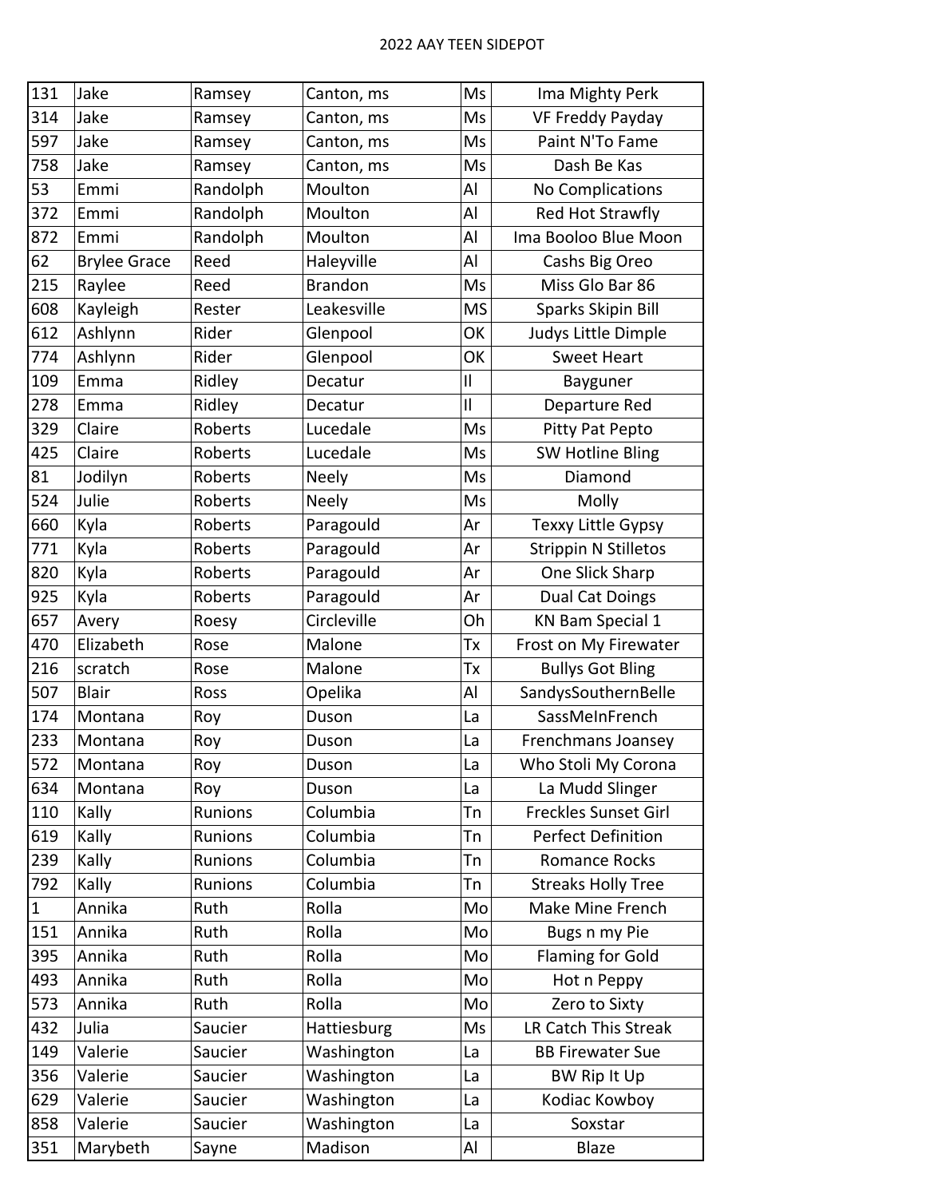2022 AAY TEEN SIDEPOT

| | | | | | |
|---|---|---|---|---|---|
| 131 | Jake | Ramsey | Canton, ms | Ms | Ima Mighty Perk |
| 314 | Jake | Ramsey | Canton, ms | Ms | VF Freddy Payday |
| 597 | Jake | Ramsey | Canton, ms | Ms | Paint N'To Fame |
| 758 | Jake | Ramsey | Canton, ms | Ms | Dash Be Kas |
| 53 | Emmi | Randolph | Moulton | Al | No Complications |
| 372 | Emmi | Randolph | Moulton | Al | Red Hot Strawfly |
| 872 | Emmi | Randolph | Moulton | Al | Ima Booloo Blue Moon |
| 62 | Brylee Grace | Reed | Haleyville | Al | Cashs Big Oreo |
| 215 | Raylee | Reed | Brandon | Ms | Miss Glo Bar 86 |
| 608 | Kayleigh | Rester | Leakesville | MS | Sparks Skipin Bill |
| 612 | Ashlynn | Rider | Glenpool | OK | Judys Little Dimple |
| 774 | Ashlynn | Rider | Glenpool | OK | Sweet Heart |
| 109 | Emma | Ridley | Decatur | Il | Bayguner |
| 278 | Emma | Ridley | Decatur | Il | Departure Red |
| 329 | Claire | Roberts | Lucedale | Ms | Pitty Pat Pepto |
| 425 | Claire | Roberts | Lucedale | Ms | SW Hotline Bling |
| 81 | Jodilyn | Roberts | Neely | Ms | Diamond |
| 524 | Julie | Roberts | Neely | Ms | Molly |
| 660 | Kyla | Roberts | Paragould | Ar | Texxy Little Gypsy |
| 771 | Kyla | Roberts | Paragould | Ar | Strippin N Stilletos |
| 820 | Kyla | Roberts | Paragould | Ar | One Slick Sharp |
| 925 | Kyla | Roberts | Paragould | Ar | Dual Cat Doings |
| 657 | Avery | Roesy | Circleville | Oh | KN Bam Special 1 |
| 470 | Elizabeth | Rose | Malone | Tx | Frost on My Firewater |
| 216 | scratch | Rose | Malone | Tx | Bullys Got Bling |
| 507 | Blair | Ross | Opelika | Al | SandysSouthernBelle |
| 174 | Montana | Roy | Duson | La | SassMeInFrench |
| 233 | Montana | Roy | Duson | La | Frenchmans Joansey |
| 572 | Montana | Roy | Duson | La | Who Stoli My Corona |
| 634 | Montana | Roy | Duson | La | La Mudd Slinger |
| 110 | Kally | Runions | Columbia | Tn | Freckles Sunset Girl |
| 619 | Kally | Runions | Columbia | Tn | Perfect Definition |
| 239 | Kally | Runions | Columbia | Tn | Romance Rocks |
| 792 | Kally | Runions | Columbia | Tn | Streaks Holly Tree |
| 1 | Annika | Ruth | Rolla | Mo | Make Mine French |
| 151 | Annika | Ruth | Rolla | Mo | Bugs n my Pie |
| 395 | Annika | Ruth | Rolla | Mo | Flaming for Gold |
| 493 | Annika | Ruth | Rolla | Mo | Hot n Peppy |
| 573 | Annika | Ruth | Rolla | Mo | Zero to Sixty |
| 432 | Julia | Saucier | Hattiesburg | Ms | LR Catch This Streak |
| 149 | Valerie | Saucier | Washington | La | BB Firewater Sue |
| 356 | Valerie | Saucier | Washington | La | BW Rip It Up |
| 629 | Valerie | Saucier | Washington | La | Kodiac Kowboy |
| 858 | Valerie | Saucier | Washington | La | Soxstar |
| 351 | Marybeth | Sayne | Madison | Al | Blaze |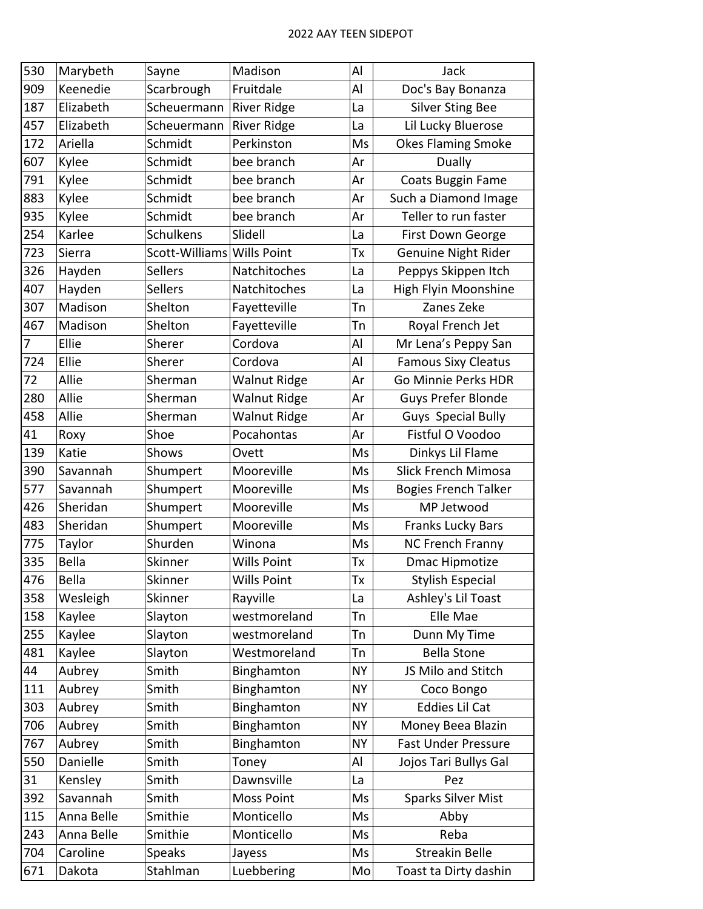# 2022 AAY TEEN SIDEPOT

| | | | | | |
|---|---|---|---|---|---|
| 530 | Marybeth | Sayne | Madison | Al | Jack |
| 909 | Keenedie | Scarbrough | Fruitdale | Al | Doc's Bay Bonanza |
| 187 | Elizabeth | Scheuermann | River Ridge | La | Silver Sting Bee |
| 457 | Elizabeth | Scheuermann | River Ridge | La | Lil Lucky Bluerose |
| 172 | Ariella | Schmidt | Perkinston | Ms | Okes Flaming Smoke |
| 607 | Kylee | Schmidt | bee branch | Ar | Dually |
| 791 | Kylee | Schmidt | bee branch | Ar | Coats Buggin Fame |
| 883 | Kylee | Schmidt | bee branch | Ar | Such a Diamond Image |
| 935 | Kylee | Schmidt | bee branch | Ar | Teller to run faster |
| 254 | Karlee | Schulkens | Slidell | La | First Down George |
| 723 | Sierra | Scott-Williams | Wills Point | Tx | Genuine Night Rider |
| 326 | Hayden | Sellers | Natchitoches | La | Peppys Skippen Itch |
| 407 | Hayden | Sellers | Natchitoches | La | High Flyin Moonshine |
| 307 | Madison | Shelton | Fayetteville | Tn | Zanes Zeke |
| 467 | Madison | Shelton | Fayetteville | Tn | Royal French Jet |
| 7 | Ellie | Sherer | Cordova | Al | Mr Lena's Peppy San |
| 724 | Ellie | Sherer | Cordova | Al | Famous Sixy Cleatus |
| 72 | Allie | Sherman | Walnut Ridge | Ar | Go Minnie Perks HDR |
| 280 | Allie | Sherman | Walnut Ridge | Ar | Guys Prefer Blonde |
| 458 | Allie | Sherman | Walnut Ridge | Ar | Guys Special Bully |
| 41 | Roxy | Shoe | Pocahontas | Ar | Fistful O Voodoo |
| 139 | Katie | Shows | Ovett | Ms | Dinkys Lil Flame |
| 390 | Savannah | Shumpert | Mooreville | Ms | Slick French Mimosa |
| 577 | Savannah | Shumpert | Mooreville | Ms | Bogies French Talker |
| 426 | Sheridan | Shumpert | Mooreville | Ms | MP Jetwood |
| 483 | Sheridan | Shumpert | Mooreville | Ms | Franks Lucky Bars |
| 775 | Taylor | Shurden | Winona | Ms | NC French Franny |
| 335 | Bella | Skinner | Wills Point | Tx | Dmac Hipmotize |
| 476 | Bella | Skinner | Wills Point | Tx | Stylish Especial |
| 358 | Wesleigh | Skinner | Rayville | La | Ashley's Lil Toast |
| 158 | Kaylee | Slayton | westmoreland | Tn | Elle Mae |
| 255 | Kaylee | Slayton | westmoreland | Tn | Dunn My Time |
| 481 | Kaylee | Slayton | Westmoreland | Tn | Bella Stone |
| 44 | Aubrey | Smith | Binghamton | NY | JS Milo and Stitch |
| 111 | Aubrey | Smith | Binghamton | NY | Coco Bongo |
| 303 | Aubrey | Smith | Binghamton | NY | Eddies Lil Cat |
| 706 | Aubrey | Smith | Binghamton | NY | Money Beea Blazin |
| 767 | Aubrey | Smith | Binghamton | NY | Fast Under Pressure |
| 550 | Danielle | Smith | Toney | Al | Jojos Tari Bullys Gal |
| 31 | Kensley | Smith | Dawnsville | La | Pez |
| 392 | Savannah | Smith | Moss Point | Ms | Sparks Silver Mist |
| 115 | Anna Belle | Smithie | Monticello | Ms | Abby |
| 243 | Anna Belle | Smithie | Monticello | Ms | Reba |
| 704 | Caroline | Speaks | Jayess | Ms | Streakin Belle |
| 671 | Dakota | Stahlman | Luebbering | Mo | Toast ta Dirty dashin |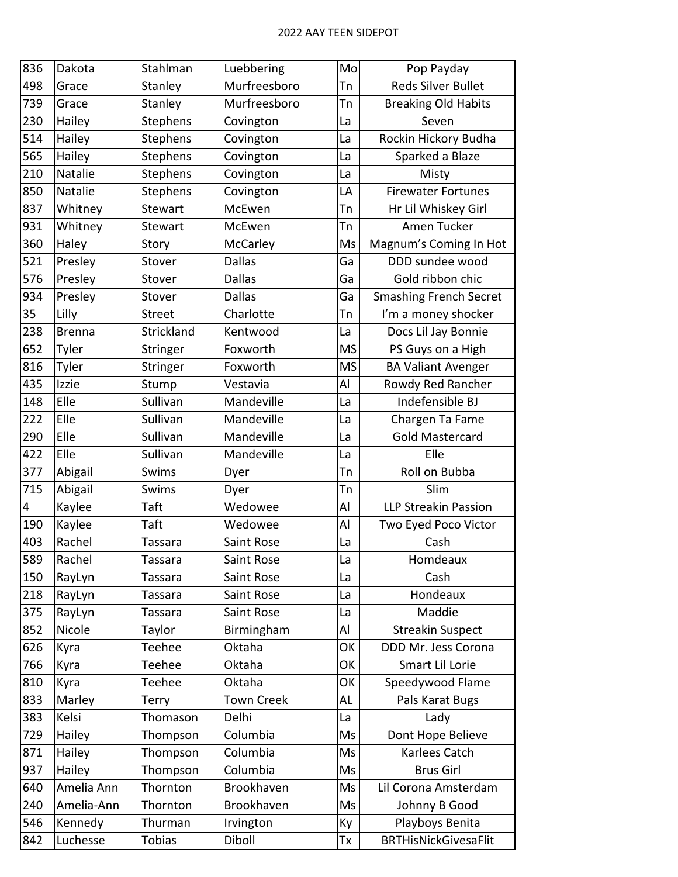2022 AAY TEEN SIDEPOT

| | | | | | |
|---|---|---|---|---|---|
| 836 | Dakota | Stahlman | Luebbering | Mo | Pop Payday |
| 498 | Grace | Stanley | Murfreesboro | Tn | Reds Silver Bullet |
| 739 | Grace | Stanley | Murfreesboro | Tn | Breaking Old Habits |
| 230 | Hailey | Stephens | Covington | La | Seven |
| 514 | Hailey | Stephens | Covington | La | Rockin Hickory Budha |
| 565 | Hailey | Stephens | Covington | La | Sparked a Blaze |
| 210 | Natalie | Stephens | Covington | La | Misty |
| 850 | Natalie | Stephens | Covington | LA | Firewater Fortunes |
| 837 | Whitney | Stewart | McEwen | Tn | Hr Lil Whiskey Girl |
| 931 | Whitney | Stewart | McEwen | Tn | Amen Tucker |
| 360 | Haley | Story | McCarley | Ms | Magnum’s Coming In Hot |
| 521 | Presley | Stover | Dallas | Ga | DDD sundee wood |
| 576 | Presley | Stover | Dallas | Ga | Gold ribbon chic |
| 934 | Presley | Stover | Dallas | Ga | Smashing French Secret |
| 35 | Lilly | Street | Charlotte | Tn | I’m a money shocker |
| 238 | Brenna | Strickland | Kentwood | La | Docs Lil Jay Bonnie |
| 652 | Tyler | Stringer | Foxworth | MS | PS Guys on a High |
| 816 | Tyler | Stringer | Foxworth | MS | BA Valiant Avenger |
| 435 | Izzie | Stump | Vestavia | Al | Rowdy Red Rancher |
| 148 | Elle | Sullivan | Mandeville | La | Indefensible BJ |
| 222 | Elle | Sullivan | Mandeville | La | Chargen Ta Fame |
| 290 | Elle | Sullivan | Mandeville | La | Gold Mastercard |
| 422 | Elle | Sullivan | Mandeville | La | Elle |
| 377 | Abigail | Swims | Dyer | Tn | Roll on Bubba |
| 715 | Abigail | Swims | Dyer | Tn | Slim |
| 4 | Kaylee | Taft | Wedowee | Al | LLP Streakin Passion |
| 190 | Kaylee | Taft | Wedowee | Al | Two Eyed Poco Victor |
| 403 | Rachel | Tassara | Saint Rose | La | Cash |
| 589 | Rachel | Tassara | Saint Rose | La | Homdeaux |
| 150 | RayLyn | Tassara | Saint Rose | La | Cash |
| 218 | RayLyn | Tassara | Saint Rose | La | Hondeaux |
| 375 | RayLyn | Tassara | Saint Rose | La | Maddie |
| 852 | Nicole | Taylor | Birmingham | Al | Streakin Suspect |
| 626 | Kyra | Teehee | Oktaha | OK | DDD Mr. Jess Corona |
| 766 | Kyra | Teehee | Oktaha | OK | Smart Lil Lorie |
| 810 | Kyra | Teehee | Oktaha | OK | Speedywood Flame |
| 833 | Marley | Terry | Town Creek | AL | Pals Karat Bugs |
| 383 | Kelsi | Thomason | Delhi | La | Lady |
| 729 | Hailey | Thompson | Columbia | Ms | Dont Hope Believe |
| 871 | Hailey | Thompson | Columbia | Ms | Karlees Catch |
| 937 | Hailey | Thompson | Columbia | Ms | Brus Girl |
| 640 | Amelia Ann | Thornton | Brookhaven | Ms | Lil Corona Amsterdam |
| 240 | Amelia-Ann | Thornton | Brookhaven | Ms | Johnny B Good |
| 546 | Kennedy | Thurman | Irvington | Ky | Playboys Benita |
| 842 | Luchesse | Tobias | Diboll | Tx | BRTHisNickGivesaFlit |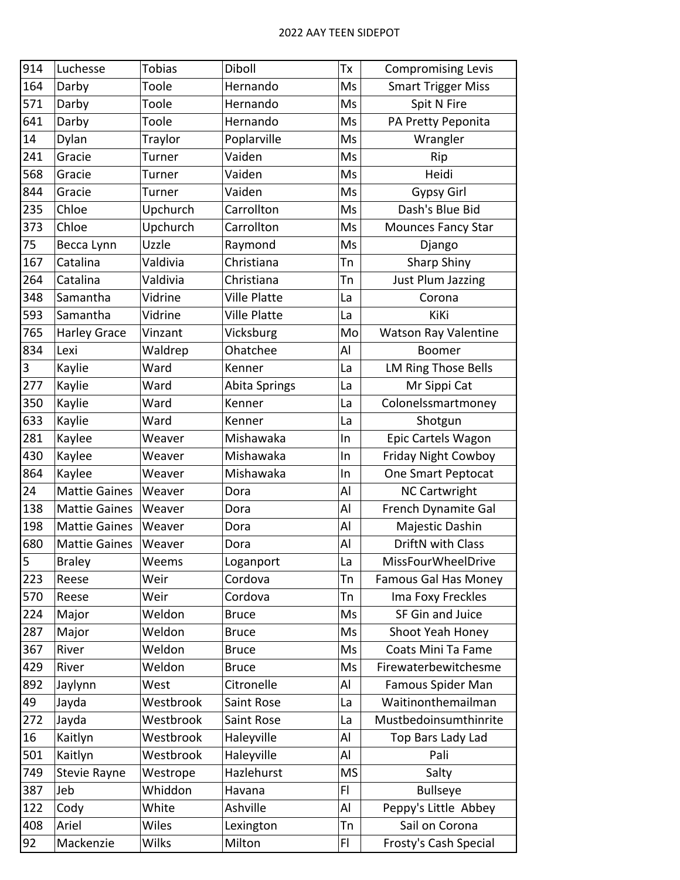| | | | | | |
|---|---|---|---|---|---|
| 914 | Luchesse | Tobias | Diboll | Tx | Compromising Levis |
| 164 | Darby | Toole | Hernando | Ms | Smart Trigger Miss |
| 571 | Darby | Toole | Hernando | Ms | Spit N Fire |
| 641 | Darby | Toole | Hernando | Ms | PA Pretty Peponita |
| 14 | Dylan | Traylor | Poplarville | Ms | Wrangler |
| 241 | Gracie | Turner | Vaiden | Ms | Rip |
| 568 | Gracie | Turner | Vaiden | Ms | Heidi |
| 844 | Gracie | Turner | Vaiden | Ms | Gypsy Girl |
| 235 | Chloe | Upchurch | Carrollton | Ms | Dash's Blue Bid |
| 373 | Chloe | Upchurch | Carrollton | Ms | Mounces Fancy Star |
| 75 | Becca Lynn | Uzzle | Raymond | Ms | Django |
| 167 | Catalina | Valdivia | Christiana | Tn | Sharp Shiny |
| 264 | Catalina | Valdivia | Christiana | Tn | Just Plum Jazzing |
| 348 | Samantha | Vidrine | Ville Platte | La | Corona |
| 593 | Samantha | Vidrine | Ville Platte | La | KiKi |
| 765 | Harley Grace | Vinzant | Vicksburg | Mo | Watson Ray Valentine |
| 834 | Lexi | Waldrep | Ohatchee | Al | Boomer |
| 3 | Kaylie | Ward | Kenner | La | LM Ring Those Bells |
| 277 | Kaylie | Ward | Abita Springs | La | Mr Sippi Cat |
| 350 | Kaylie | Ward | Kenner | La | Colonelssmartmoney |
| 633 | Kaylie | Ward | Kenner | La | Shotgun |
| 281 | Kaylee | Weaver | Mishawaka | In | Epic Cartels Wagon |
| 430 | Kaylee | Weaver | Mishawaka | In | Friday Night Cowboy |
| 864 | Kaylee | Weaver | Mishawaka | In | One Smart Peptocat |
| 24 | Mattie Gaines | Weaver | Dora | Al | NC Cartwright |
| 138 | Mattie Gaines | Weaver | Dora | Al | French Dynamite Gal |
| 198 | Mattie Gaines | Weaver | Dora | Al | Majestic Dashin |
| 680 | Mattie Gaines | Weaver | Dora | Al | DriftN with Class |
| 5 | Braley | Weems | Loganport | La | MissFourWheelDrive |
| 223 | Reese | Weir | Cordova | Tn | Famous Gal Has Money |
| 570 | Reese | Weir | Cordova | Tn | Ima Foxy Freckles |
| 224 | Major | Weldon | Bruce | Ms | SF Gin and Juice |
| 287 | Major | Weldon | Bruce | Ms | Shoot Yeah Honey |
| 367 | River | Weldon | Bruce | Ms | Coats Mini Ta Fame |
| 429 | River | Weldon | Bruce | Ms | Firewaterbewitchesme |
| 892 | Jaylynn | West | Citronelle | Al | Famous Spider Man |
| 49 | Jayda | Westbrook | Saint Rose | La | Waitinonthemailman |
| 272 | Jayda | Westbrook | Saint Rose | La | Mustbedoinsumthinrite |
| 16 | Kaitlyn | Westbrook | Haleyville | Al | Top Bars Lady Lad |
| 501 | Kaitlyn | Westbrook | Haleyville | Al | Pali |
| 749 | Stevie Rayne | Westrope | Hazlehurst | MS | Salty |
| 387 | Jeb | Whiddon | Havana | Fl | Bullseye |
| 122 | Cody | White | Ashville | Al | Peppy's Little Abbey |
| 408 | Ariel | Wiles | Lexington | Tn | Sail on Corona |
| 92 | Mackenzie | Wilks | Milton | Fl | Frosty's Cash Special |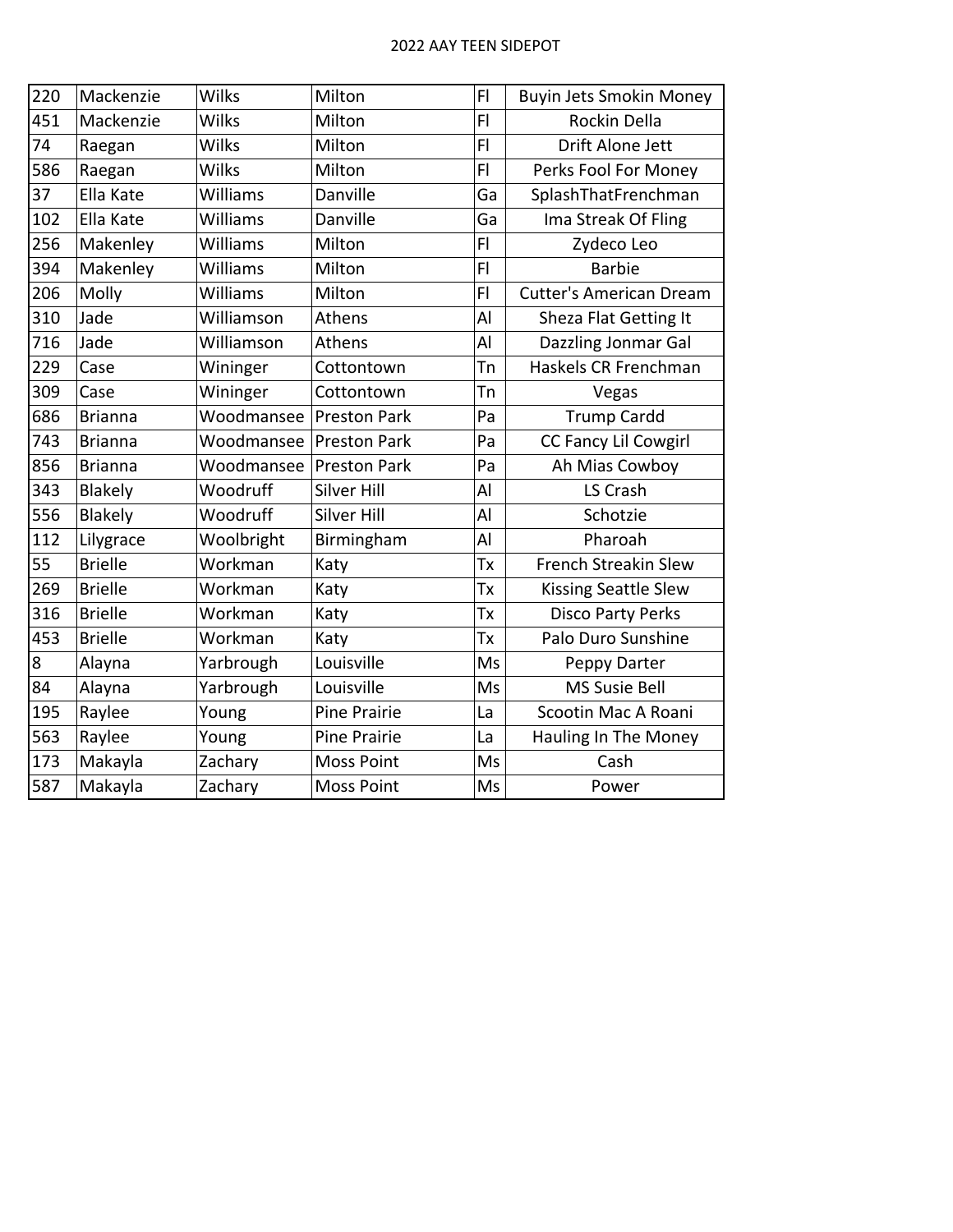| | | | | | |
|---|---|---|---|---|---|
| 220 | Mackenzie | Wilks | Milton | Fl | Buyin Jets Smokin Money |
| 451 | Mackenzie | Wilks | Milton | Fl | Rockin Della |
| 74 | Raegan | Wilks | Milton | Fl | Drift Alone Jett |
| 586 | Raegan | Wilks | Milton | Fl | Perks Fool For Money |
| 37 | Ella Kate | Williams | Danville | Ga | SplashThatFrenchman |
| 102 | Ella Kate | Williams | Danville | Ga | Ima Streak Of Fling |
| 256 | Makenley | Williams | Milton | Fl | Zydeco Leo |
| 394 | Makenley | Williams | Milton | Fl | Barbie |
| 206 | Molly | Williams | Milton | Fl | Cutter's American Dream |
| 310 | Jade | Williamson | Athens | Al | Sheza Flat Getting It |
| 716 | Jade | Williamson | Athens | Al | Dazzling Jonmar Gal |
| 229 | Case | Wininger | Cottontown | Tn | Haskels CR Frenchman |
| 309 | Case | Wininger | Cottontown | Tn | Vegas |
| 686 | Brianna | Woodmansee | Preston Park | Pa | Trump Cardd |
| 743 | Brianna | Woodmansee | Preston Park | Pa | CC Fancy Lil Cowgirl |
| 856 | Brianna | Woodmansee | Preston Park | Pa | Ah Mias Cowboy |
| 343 | Blakely | Woodruff | Silver Hill | Al | LS Crash |
| 556 | Blakely | Woodruff | Silver Hill | Al | Schotzie |
| 112 | Lilygrace | Woolbright | Birmingham | Al | Pharoah |
| 55 | Brielle | Workman | Katy | Tx | French Streakin Slew |
| 269 | Brielle | Workman | Katy | Tx | Kissing Seattle Slew |
| 316 | Brielle | Workman | Katy | Tx | Disco Party Perks |
| 453 | Brielle | Workman | Katy | Tx | Palo Duro Sunshine |
| 8 | Alayna | Yarbrough | Louisville | Ms | Peppy Darter |
| 84 | Alayna | Yarbrough | Louisville | Ms | MS Susie Bell |
| 195 | Raylee | Young | Pine Prairie | La | Scootin Mac A Roani |
| 563 | Raylee | Young | Pine Prairie | La | Hauling In The Money |
| 173 | Makayla | Zachary | Moss Point | Ms | Cash |
| 587 | Makayla | Zachary | Moss Point | Ms | Power |